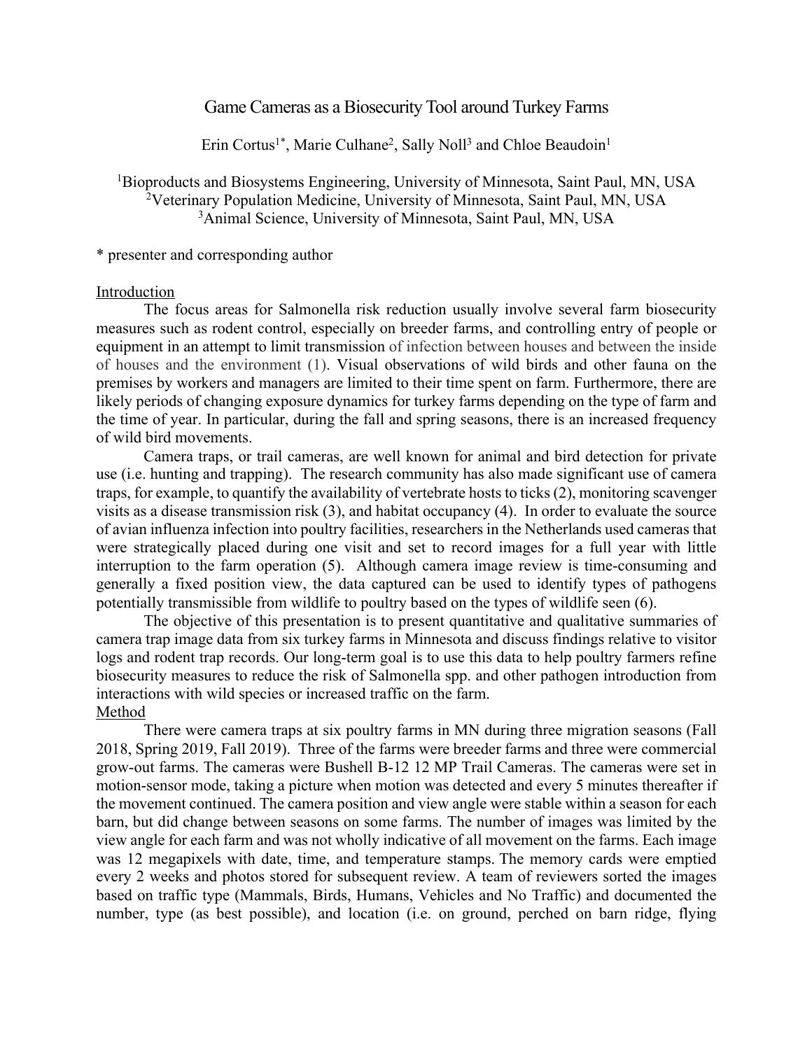# Game Cameras as a Biosecurity Tool around Turkey Farms

Erin Cortus[1*], Marie Culhane[2], Sally Noll[3] and Chloe Beaudoin[1]

[1]Bioproducts and Biosystems Engineering, University of Minnesota, Saint Paul, MN, USA
[2]Veterinary Population Medicine, University of Minnesota, Saint Paul, MN, USA
[3]Animal Science, University of Minnesota, Saint Paul, MN, USA

* presenter and corresponding author

## Introduction

The focus areas for Salmonella risk reduction usually involve several farm biosecurity measures such as rodent control, especially on breeder farms, and controlling entry of people or equipment in an attempt to limit transmission of infection between houses and between the inside of houses and the environment (1). Visual observations of wild birds and other fauna on the premises by workers and managers are limited to their time spent on farm. Furthermore, there are likely periods of changing exposure dynamics for turkey farms depending on the type of farm and the time of year. In particular, during the fall and spring seasons, there is an increased frequency of wild bird movements.

Camera traps, or trail cameras, are well known for animal and bird detection for private use (i.e. hunting and trapping). The research community has also made significant use of camera traps, for example, to quantify the availability of vertebrate hosts to ticks (2), monitoring scavenger visits as a disease transmission risk (3), and habitat occupancy (4). In order to evaluate the source of avian influenza infection into poultry facilities, researchers in the Netherlands used cameras that were strategically placed during one visit and set to record images for a full year with little interruption to the farm operation (5). Although camera image review is time-consuming and generally a fixed position view, the data captured can be used to identify types of pathogens potentially transmissible from wildlife to poultry based on the types of wildlife seen (6).

The objective of this presentation is to present quantitative and qualitative summaries of camera trap image data from six turkey farms in Minnesota and discuss findings relative to visitor logs and rodent trap records. Our long-term goal is to use this data to help poultry farmers refine biosecurity measures to reduce the risk of Salmonella spp. and other pathogen introduction from interactions with wild species or increased traffic on the farm.

## Method

There were camera traps at six poultry farms in MN during three migration seasons (Fall 2018, Spring 2019, Fall 2019). Three of the farms were breeder farms and three were commercial grow-out farms. The cameras were Bushell B-12 12 MP Trail Cameras. The cameras were set in motion-sensor mode, taking a picture when motion was detected and every 5 minutes thereafter if the movement continued. The camera position and view angle were stable within a season for each barn, but did change between seasons on some farms. The number of images was limited by the view angle for each farm and was not wholly indicative of all movement on the farms. Each image was 12 megapixels with date, time, and temperature stamps. The memory cards were emptied every 2 weeks and photos stored for subsequent review. A team of reviewers sorted the images based on traffic type (Mammals, Birds, Humans, Vehicles and No Traffic) and documented the number, type (as best possible), and location (i.e. on ground, perched on barn ridge, flying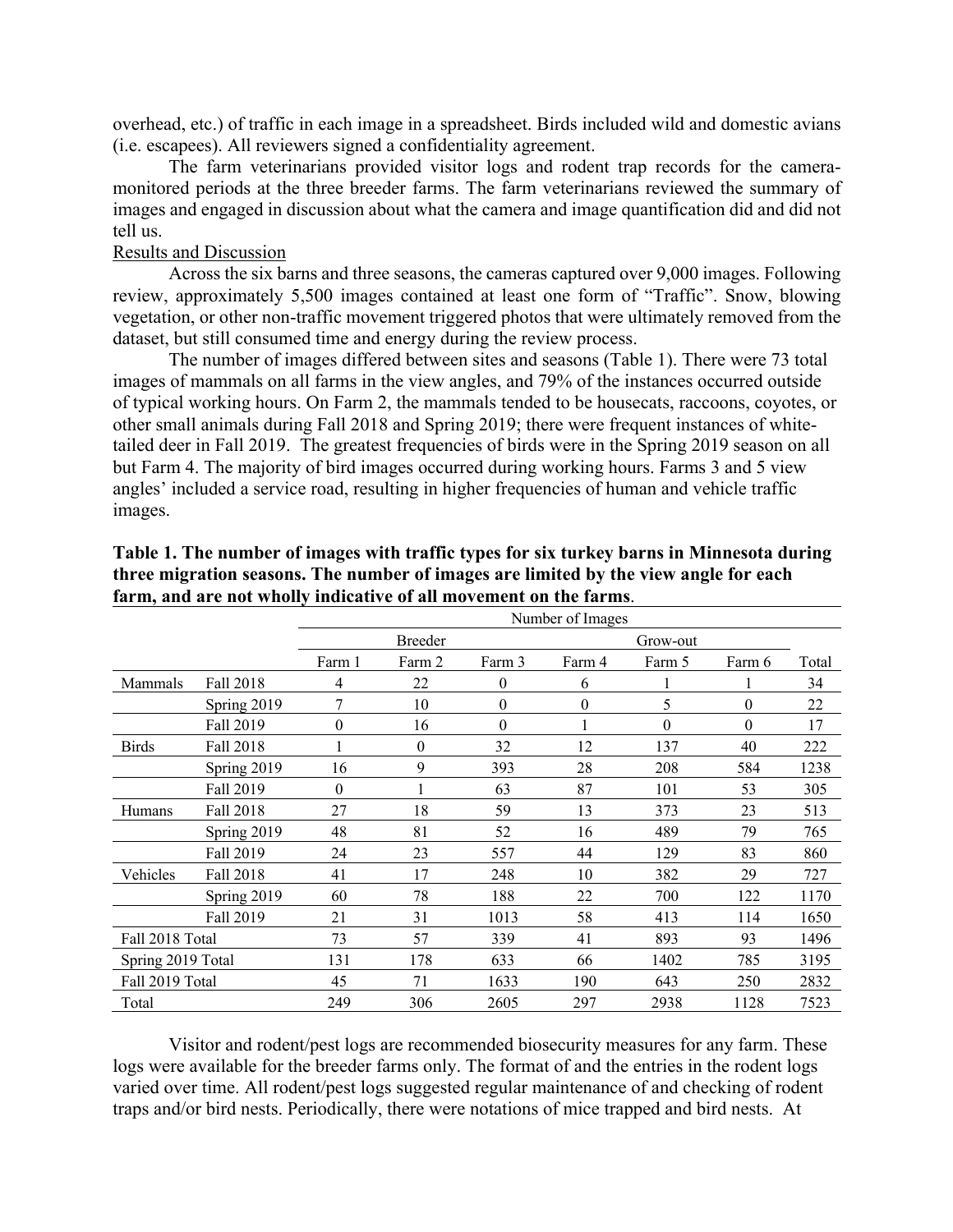overhead, etc.) of traffic in each image in a spreadsheet. Birds included wild and domestic avians (i.e. escapees). All reviewers signed a confidentiality agreement.

The farm veterinarians provided visitor logs and rodent trap records for the camera-monitored periods at the three breeder farms. The farm veterinarians reviewed the summary of images and engaged in discussion about what the camera and image quantification did and did not tell us.

Results and Discussion

Across the six barns and three seasons, the cameras captured over 9,000 images. Following review, approximately 5,500 images contained at least one form of "Traffic". Snow, blowing vegetation, or other non-traffic movement triggered photos that were ultimately removed from the dataset, but still consumed time and energy during the review process.

The number of images differed between sites and seasons (Table 1). There were 73 total images of mammals on all farms in the view angles, and 79% of the instances occurred outside of typical working hours. On Farm 2, the mammals tended to be housecats, raccoons, coyotes, or other small animals during Fall 2018 and Spring 2019; there were frequent instances of white-tailed deer in Fall 2019. The greatest frequencies of birds were in the Spring 2019 season on all but Farm 4. The majority of bird images occurred during working hours. Farms 3 and 5 view angles' included a service road, resulting in higher frequencies of human and vehicle traffic images.

**Table 1. The number of images with traffic types for six turkey barns in Minnesota during three migration seasons. The number of images are limited by the view angle for each farm, and are not wholly indicative of all movement on the farms.**

| | | Number of Images | | | | | | |
|---|---|---|---|---|---|---|---|---|
| | | Breeder | | | Grow-out | | | |
| | | Farm 1 | Farm 2 | Farm 3 | Farm 4 | Farm 5 | Farm 6 | Total |
| Mammals | Fall 2018 | 4 | 22 | 0 | 6 | 1 | 1 | 34 |
| | Spring 2019 | 7 | 10 | 0 | 0 | 5 | 0 | 22 |
| | Fall 2019 | 0 | 16 | 0 | 1 | 0 | 0 | 17 |
| Birds | Fall 2018 | 1 | 0 | 32 | 12 | 137 | 40 | 222 |
| | Spring 2019 | 16 | 9 | 393 | 28 | 208 | 584 | 1238 |
| | Fall 2019 | 0 | 1 | 63 | 87 | 101 | 53 | 305 |
| Humans | Fall 2018 | 27 | 18 | 59 | 13 | 373 | 23 | 513 |
| | Spring 2019 | 48 | 81 | 52 | 16 | 489 | 79 | 765 |
| | Fall 2019 | 24 | 23 | 557 | 44 | 129 | 83 | 860 |
| Vehicles | Fall 2018 | 41 | 17 | 248 | 10 | 382 | 29 | 727 |
| | Spring 2019 | 60 | 78 | 188 | 22 | 700 | 122 | 1170 |
| | Fall 2019 | 21 | 31 | 1013 | 58 | 413 | 114 | 1650 |
| Fall 2018 Total | | 73 | 57 | 339 | 41 | 893 | 93 | 1496 |
| Spring 2019 Total | | 131 | 178 | 633 | 66 | 1402 | 785 | 3195 |
| Fall 2019 Total | | 45 | 71 | 1633 | 190 | 643 | 250 | 2832 |
| Total | | 249 | 306 | 2605 | 297 | 2938 | 1128 | 7523 |

Visitor and rodent/pest logs are recommended biosecurity measures for any farm. These logs were available for the breeder farms only. The format of and the entries in the rodent logs varied over time. All rodent/pest logs suggested regular maintenance of and checking of rodent traps and/or bird nests. Periodically, there were notations of mice trapped and bird nests. At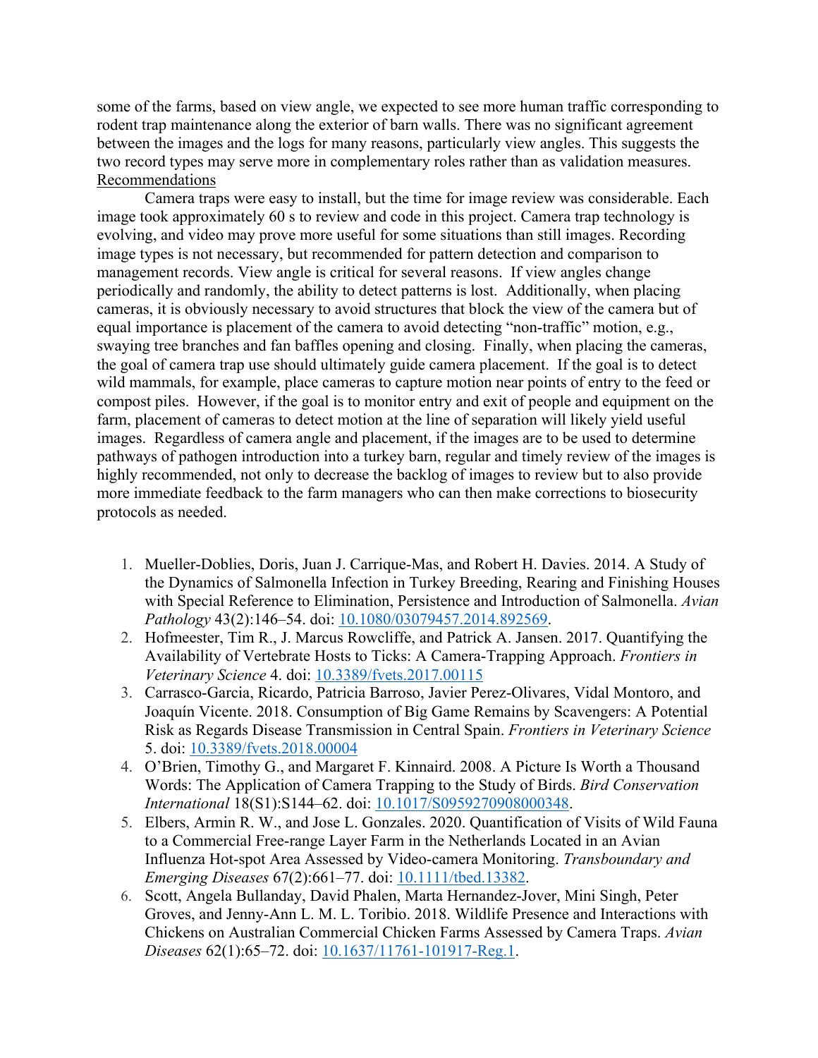some of the farms, based on view angle, we expected to see more human traffic corresponding to rodent trap maintenance along the exterior of barn walls. There was no significant agreement between the images and the logs for many reasons, particularly view angles. This suggests the two record types may serve more in complementary roles rather than as validation measures.

## Recommendations

Camera traps were easy to install, but the time for image review was considerable. Each image took approximately 60 s to review and code in this project. Camera trap technology is evolving, and video may prove more useful for some situations than still images. Recording image types is not necessary, but recommended for pattern detection and comparison to management records. View angle is critical for several reasons. If view angles change periodically and randomly, the ability to detect patterns is lost. Additionally, when placing cameras, it is obviously necessary to avoid structures that block the view of the camera but of equal importance is placement of the camera to avoid detecting "non-traffic" motion, e.g., swaying tree branches and fan baffles opening and closing. Finally, when placing the cameras, the goal of camera trap use should ultimately guide camera placement. If the goal is to detect wild mammals, for example, place cameras to capture motion near points of entry to the feed or compost piles. However, if the goal is to monitor entry and exit of people and equipment on the farm, placement of cameras to detect motion at the line of separation will likely yield useful images. Regardless of camera angle and placement, if the images are to be used to determine pathways of pathogen introduction into a turkey barn, regular and timely review of the images is highly recommended, not only to decrease the backlog of images to review but to also provide more immediate feedback to the farm managers who can then make corrections to biosecurity protocols as needed.

1. Mueller-Doblies, Doris, Juan J. Carrique-Mas, and Robert H. Davies. 2014. A Study of the Dynamics of Salmonella Infection in Turkey Breeding, Rearing and Finishing Houses with Special Reference to Elimination, Persistence and Introduction of Salmonella. *Avian Pathology* 43(2):146–54. doi: 10.1080/03079457.2014.892569.
2. Hofmeester, Tim R., J. Marcus Rowcliffe, and Patrick A. Jansen. 2017. Quantifying the Availability of Vertebrate Hosts to Ticks: A Camera-Trapping Approach. *Frontiers in Veterinary Science* 4. doi: 10.3389/fvets.2017.00115
3. Carrasco-Garcia, Ricardo, Patricia Barroso, Javier Perez-Olivares, Vidal Montoro, and Joaquín Vicente. 2018. Consumption of Big Game Remains by Scavengers: A Potential Risk as Regards Disease Transmission in Central Spain. *Frontiers in Veterinary Science* 5. doi: 10.3389/fvets.2018.00004
4. O'Brien, Timothy G., and Margaret F. Kinnaird. 2008. A Picture Is Worth a Thousand Words: The Application of Camera Trapping to the Study of Birds. *Bird Conservation International* 18(S1):S144–62. doi: 10.1017/S0959270908000348.
5. Elbers, Armin R. W., and Jose L. Gonzales. 2020. Quantification of Visits of Wild Fauna to a Commercial Free-range Layer Farm in the Netherlands Located in an Avian Influenza Hot-spot Area Assessed by Video-camera Monitoring. *Transboundary and Emerging Diseases* 67(2):661–77. doi: 10.1111/tbed.13382.
6. Scott, Angela Bullanday, David Phalen, Marta Hernandez-Jover, Mini Singh, Peter Groves, and Jenny-Ann L. M. L. Toribio. 2018. Wildlife Presence and Interactions with Chickens on Australian Commercial Chicken Farms Assessed by Camera Traps. *Avian Diseases* 62(1):65–72. doi: 10.1637/11761-101917-Reg.1.